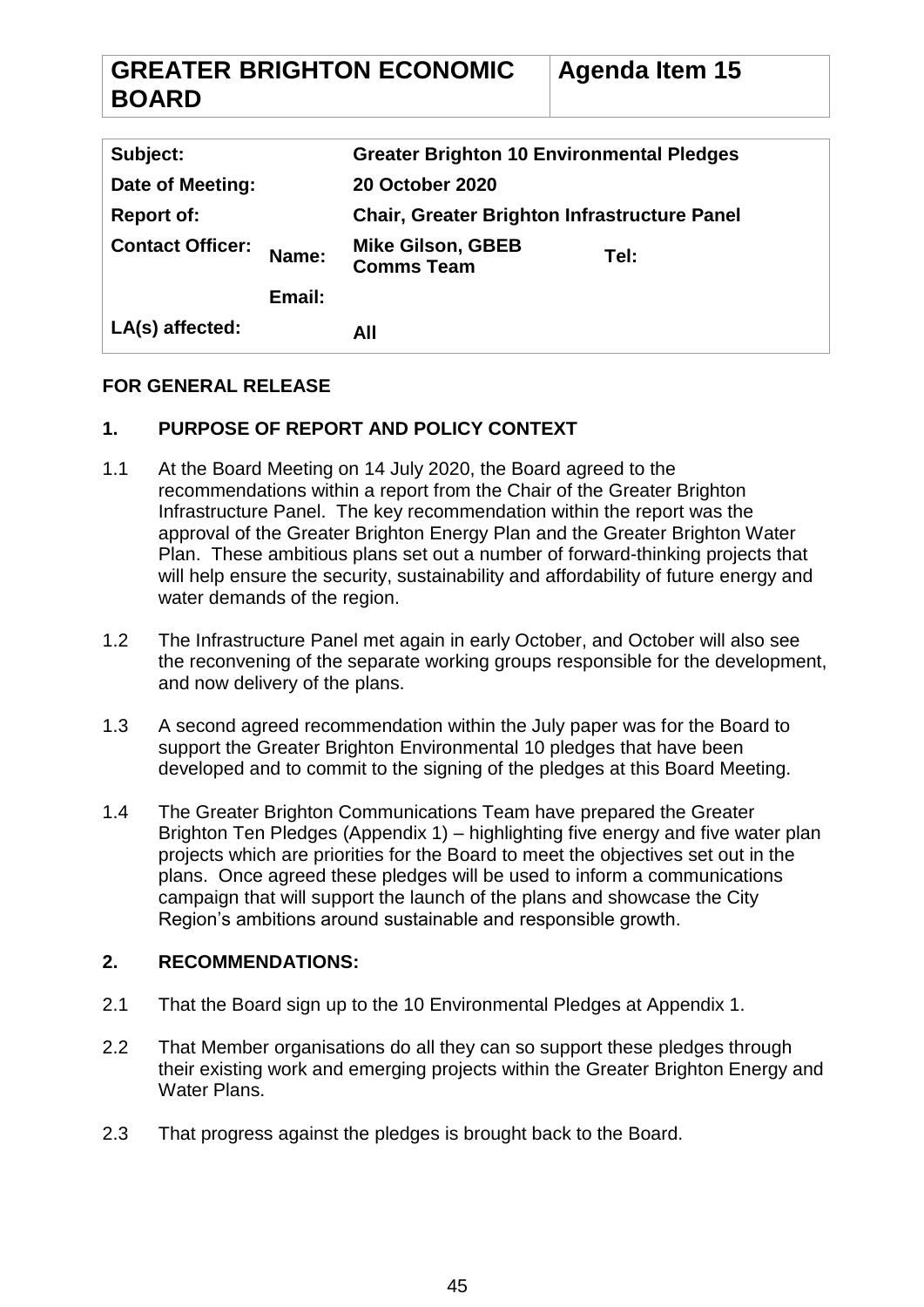| GREATER BRIGHTON ECONOMIC BOARD | Agenda Item 15 |
| --- | --- |

| Subject: | | Greater Brighton 10 Environmental Pledges | |
| --- | --- | --- | --- |
| Date of Meeting: | | 20 October 2020 | |
| Report of: | | Chair, Greater Brighton Infrastructure Panel | |
| Contact Officer: | Name: | Mike Gilson, GBEB Comms Team | Tel: |
| | Email: | | |
| LA(s) affected: | | All | |

**FOR GENERAL RELEASE**

## 1. PURPOSE OF REPORT AND POLICY CONTEXT

1.1 At the Board Meeting on 14 July 2020, the Board agreed to the recommendations within a report from the Chair of the Greater Brighton Infrastructure Panel. The key recommendation within the report was the approval of the Greater Brighton Energy Plan and the Greater Brighton Water Plan. These ambitious plans set out a number of forward-thinking projects that will help ensure the security, sustainability and affordability of future energy and water demands of the region.

1.2 The Infrastructure Panel met again in early October, and October will also see the reconvening of the separate working groups responsible for the development, and now delivery of the plans.

1.3 A second agreed recommendation within the July paper was for the Board to support the Greater Brighton Environmental 10 pledges that have been developed and to commit to the signing of the pledges at this Board Meeting.

1.4 The Greater Brighton Communications Team have prepared the Greater Brighton Ten Pledges (Appendix 1) – highlighting five energy and five water plan projects which are priorities for the Board to meet the objectives set out in the plans. Once agreed these pledges will be used to inform a communications campaign that will support the launch of the plans and showcase the City Region's ambitions around sustainable and responsible growth.

## 2. RECOMMENDATIONS:

2.1 That the Board sign up to the 10 Environmental Pledges at Appendix 1.

2.2 That Member organisations do all they can so support these pledges through their existing work and emerging projects within the Greater Brighton Energy and Water Plans.

2.3 That progress against the pledges is brought back to the Board.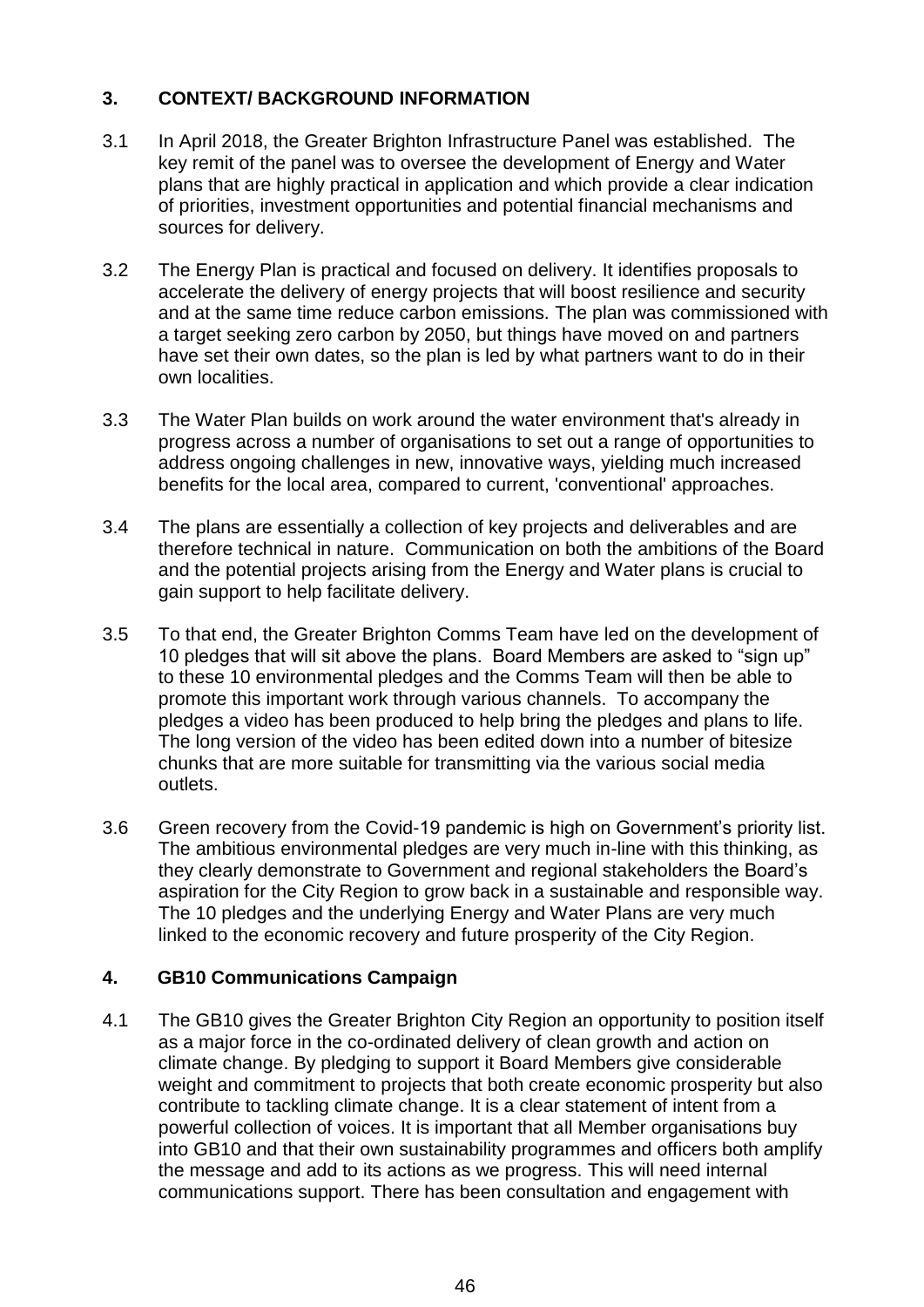## 3. CONTEXT/ BACKGROUND INFORMATION

3.1 In April 2018, the Greater Brighton Infrastructure Panel was established. The key remit of the panel was to oversee the development of Energy and Water plans that are highly practical in application and which provide a clear indication of priorities, investment opportunities and potential financial mechanisms and sources for delivery.

3.2 The Energy Plan is practical and focused on delivery. It identifies proposals to accelerate the delivery of energy projects that will boost resilience and security and at the same time reduce carbon emissions. The plan was commissioned with a target seeking zero carbon by 2050, but things have moved on and partners have set their own dates, so the plan is led by what partners want to do in their own localities.

3.3 The Water Plan builds on work around the water environment that's already in progress across a number of organisations to set out a range of opportunities to address ongoing challenges in new, innovative ways, yielding much increased benefits for the local area, compared to current, 'conventional' approaches.

3.4 The plans are essentially a collection of key projects and deliverables and are therefore technical in nature. Communication on both the ambitions of the Board and the potential projects arising from the Energy and Water plans is crucial to gain support to help facilitate delivery.

3.5 To that end, the Greater Brighton Comms Team have led on the development of 10 pledges that will sit above the plans. Board Members are asked to "sign up" to these 10 environmental pledges and the Comms Team will then be able to promote this important work through various channels. To accompany the pledges a video has been produced to help bring the pledges and plans to life. The long version of the video has been edited down into a number of bitesize chunks that are more suitable for transmitting via the various social media outlets.

3.6 Green recovery from the Covid-19 pandemic is high on Government's priority list. The ambitious environmental pledges are very much in-line with this thinking, as they clearly demonstrate to Government and regional stakeholders the Board's aspiration for the City Region to grow back in a sustainable and responsible way. The 10 pledges and the underlying Energy and Water Plans are very much linked to the economic recovery and future prosperity of the City Region.

## 4. GB10 Communications Campaign

4.1 The GB10 gives the Greater Brighton City Region an opportunity to position itself as a major force in the co-ordinated delivery of clean growth and action on climate change. By pledging to support it Board Members give considerable weight and commitment to projects that both create economic prosperity but also contribute to tackling climate change. It is a clear statement of intent from a powerful collection of voices. It is important that all Member organisations buy into GB10 and that their own sustainability programmes and officers both amplify the message and add to its actions as we progress. This will need internal communications support. There has been consultation and engagement with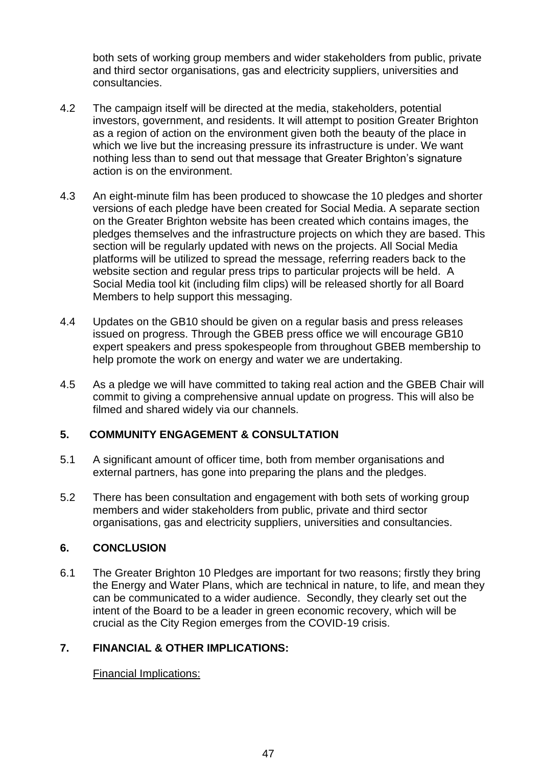both sets of working group members and wider stakeholders from public, private and third sector organisations, gas and electricity suppliers, universities and consultancies.

4.2 The campaign itself will be directed at the media, stakeholders, potential investors, government, and residents. It will attempt to position Greater Brighton as a region of action on the environment given both the beauty of the place in which we live but the increasing pressure its infrastructure is under. We want nothing less than to send out that message that Greater Brighton's signature action is on the environment.

4.3 An eight-minute film has been produced to showcase the 10 pledges and shorter versions of each pledge have been created for Social Media. A separate section on the Greater Brighton website has been created which contains images, the pledges themselves and the infrastructure projects on which they are based. This section will be regularly updated with news on the projects. All Social Media platforms will be utilized to spread the message, referring readers back to the website section and regular press trips to particular projects will be held. A Social Media tool kit (including film clips) will be released shortly for all Board Members to help support this messaging.

4.4 Updates on the GB10 should be given on a regular basis and press releases issued on progress. Through the GBEB press office we will encourage GB10 expert speakers and press spokespeople from throughout GBEB membership to help promote the work on energy and water we are undertaking.

4.5 As a pledge we will have committed to taking real action and the GBEB Chair will commit to giving a comprehensive annual update on progress. This will also be filmed and shared widely via our channels.

## 5. COMMUNITY ENGAGEMENT & CONSULTATION

5.1 A significant amount of officer time, both from member organisations and external partners, has gone into preparing the plans and the pledges.

5.2 There has been consultation and engagement with both sets of working group members and wider stakeholders from public, private and third sector organisations, gas and electricity suppliers, universities and consultancies.

## 6. CONCLUSION

6.1 The Greater Brighton 10 Pledges are important for two reasons; firstly they bring the Energy and Water Plans, which are technical in nature, to life, and mean they can be communicated to a wider audience. Secondly, they clearly set out the intent of the Board to be a leader in green economic recovery, which will be crucial as the City Region emerges from the COVID-19 crisis.

## 7. FINANCIAL & OTHER IMPLICATIONS:

Financial Implications: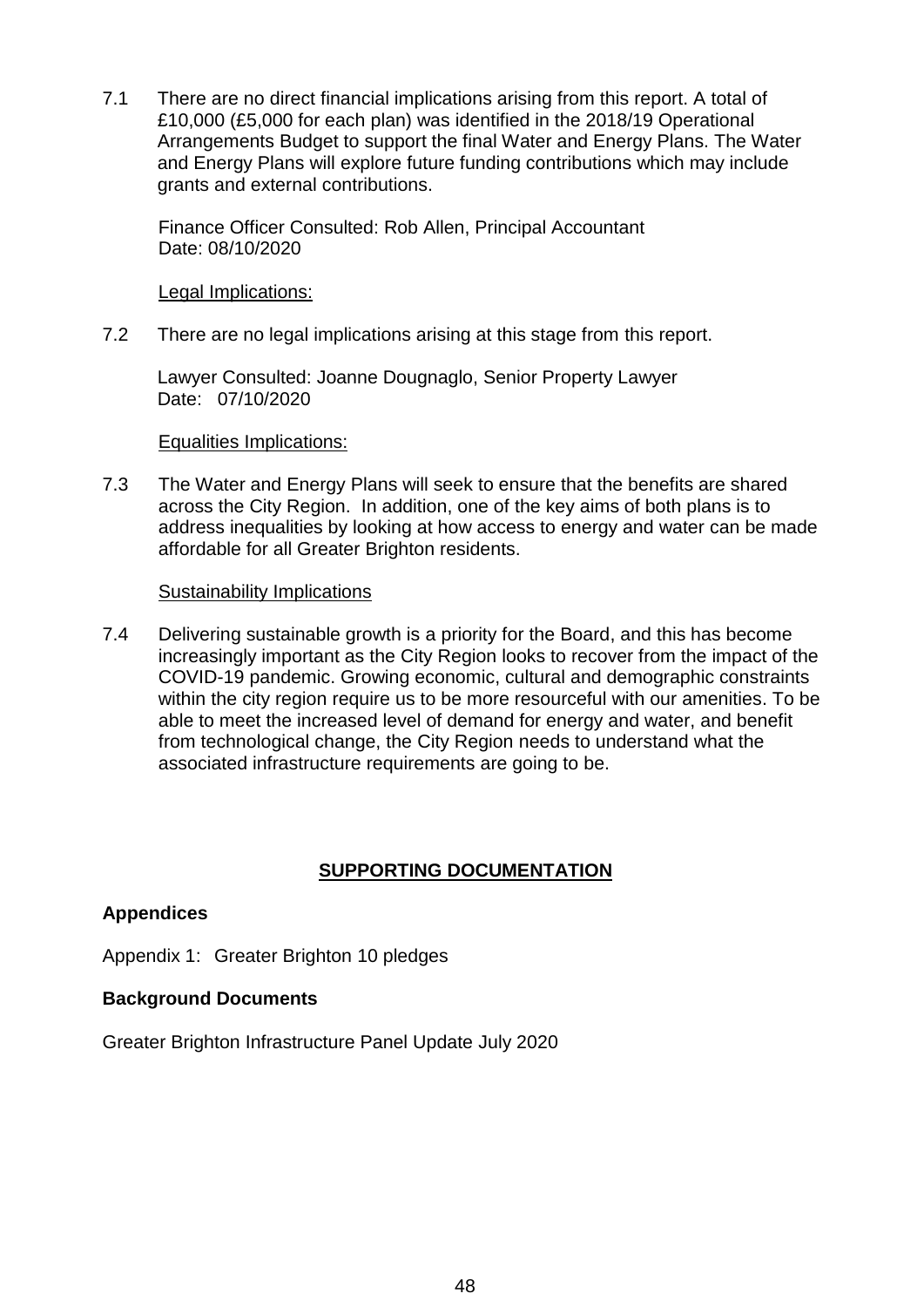7.1 There are no direct financial implications arising from this report. A total of £10,000 (£5,000 for each plan) was identified in the 2018/19 Operational Arrangements Budget to support the final Water and Energy Plans. The Water and Energy Plans will explore future funding contributions which may include grants and external contributions.

Finance Officer Consulted: Rob Allen, Principal Accountant
Date: 08/10/2020

Legal Implications:

7.2 There are no legal implications arising at this stage from this report.

Lawyer Consulted: Joanne Dougnaglo, Senior Property Lawyer
Date: 07/10/2020

Equalities Implications:

7.3 The Water and Energy Plans will seek to ensure that the benefits are shared across the City Region. In addition, one of the key aims of both plans is to address inequalities by looking at how access to energy and water can be made affordable for all Greater Brighton residents.

Sustainability Implications

7.4 Delivering sustainable growth is a priority for the Board, and this has become increasingly important as the City Region looks to recover from the impact of the COVID-19 pandemic. Growing economic, cultural and demographic constraints within the city region require us to be more resourceful with our amenities. To be able to meet the increased level of demand for energy and water, and benefit from technological change, the City Region needs to understand what the associated infrastructure requirements are going to be.

## SUPPORTING DOCUMENTATION

**Appendices**

Appendix 1: Greater Brighton 10 pledges

**Background Documents**

Greater Brighton Infrastructure Panel Update July 2020